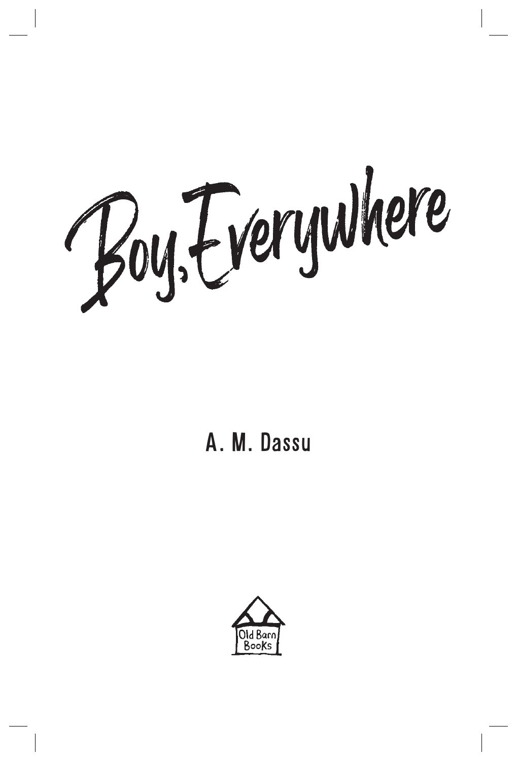# Boy, Everywhere

A. M. Dassu

Old Barn Books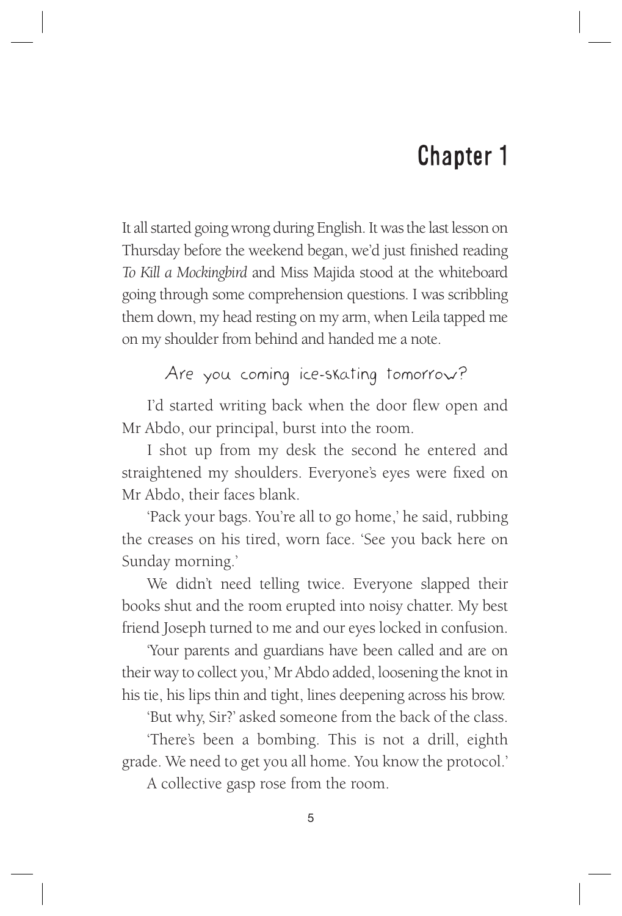# Chapter 1

It all started going wrong during English. It was the last lesson on Thursday before the weekend began, we'd just finished reading *To Kill a Mockingbird* and Miss Majida stood at the whiteboard going through some comprehension questions. I was scribbling them down, my head resting on my arm, when Leila tapped me on my shoulder from behind and handed me a note.

Are you coming ice-skating tomorrow?

I'd started writing back when the door flew open and Mr Abdo, our principal, burst into the room.

I shot up from my desk the second he entered and straightened my shoulders. Everyone's eyes were fixed on Mr Abdo, their faces blank.

'Pack your bags. You're all to go home,' he said, rubbing the creases on his tired, worn face. 'See you back here on Sunday morning.'

We didn't need telling twice. Everyone slapped their books shut and the room erupted into noisy chatter. My best friend Joseph turned to me and our eyes locked in confusion.

'Your parents and guardians have been called and are on their way to collect you,' Mr Abdo added, loosening the knot in his tie, his lips thin and tight, lines deepening across his brow.

'But why, Sir?' asked someone from the back of the class.

'There's been a bombing. This is not a drill, eighth grade. We need to get you all home. You know the protocol.'

A collective gasp rose from the room.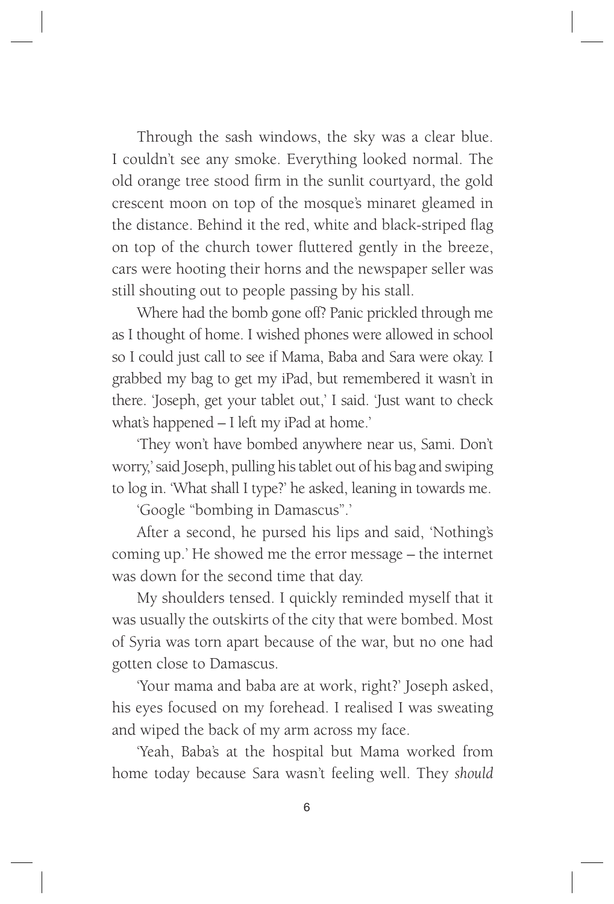Through the sash windows, the sky was a clear blue. I couldn't see any smoke. Everything looked normal. The old orange tree stood firm in the sunlit courtyard, the gold crescent moon on top of the mosque's minaret gleamed in the distance. Behind it the red, white and black-striped flag on top of the church tower fluttered gently in the breeze, cars were hooting their horns and the newspaper seller was still shouting out to people passing by his stall.

Where had the bomb gone off? Panic prickled through me as I thought of home. I wished phones were allowed in school so I could just call to see if Mama, Baba and Sara were okay. I grabbed my bag to get my iPad, but remembered it wasn't in there. 'Joseph, get your tablet out,' I said. 'Just want to check what's happened – I left my iPad at home.'

'They won't have bombed anywhere near us, Sami. Don't worry,' said Joseph, pulling his tablet out of his bag and swiping to log in. 'What shall I type?' he asked, leaning in towards me.

'Google "bombing in Damascus".'

After a second, he pursed his lips and said, 'Nothing's coming up.' He showed me the error message – the internet was down for the second time that day.

My shoulders tensed. I quickly reminded myself that it was usually the outskirts of the city that were bombed. Most of Syria was torn apart because of the war, but no one had gotten close to Damascus.

'Your mama and baba are at work, right?' Joseph asked, his eyes focused on my forehead. I realised I was sweating and wiped the back of my arm across my face.

'Yeah, Baba's at the hospital but Mama worked from home today because Sara wasn't feeling well. They *should*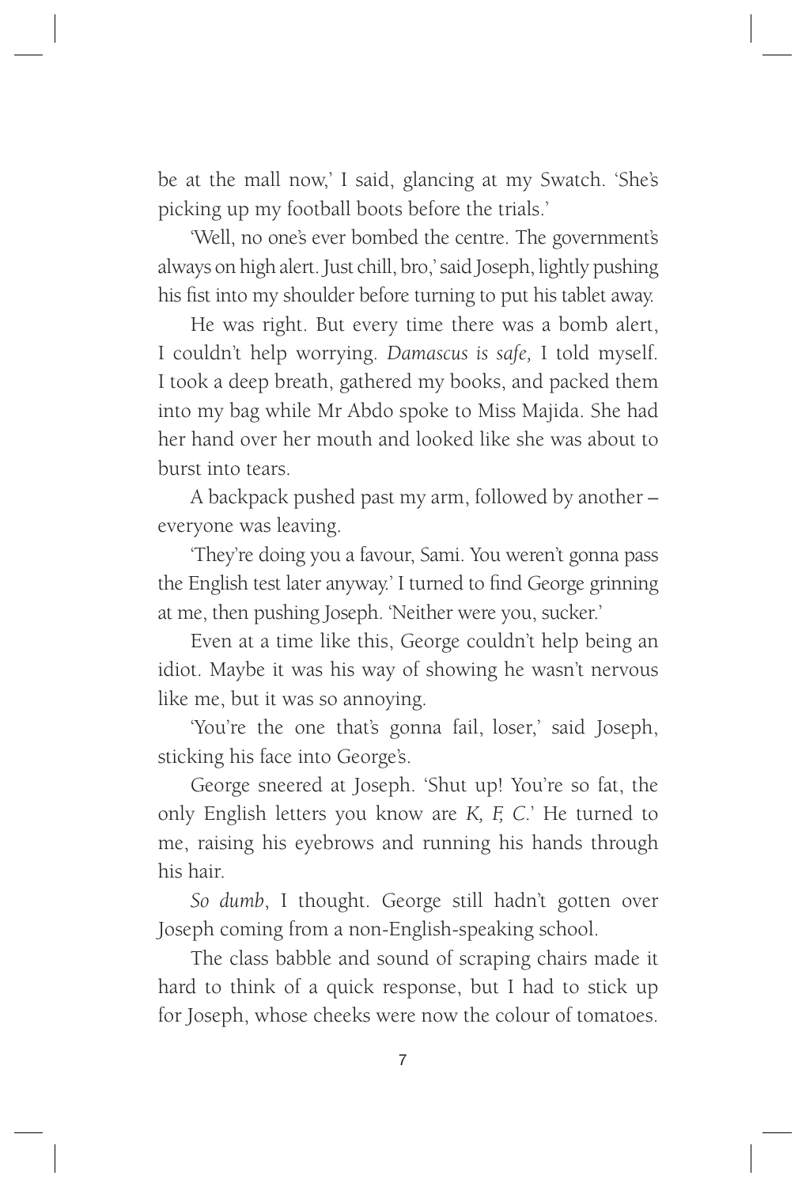be at the mall now,' I said, glancing at my Swatch. 'She's picking up my football boots before the trials.'

'Well, no one's ever bombed the centre. The government's always on high alert. Just chill, bro,' said Joseph, lightly pushing his fist into my shoulder before turning to put his tablet away.

He was right. But every time there was a bomb alert, I couldn't help worrying. *Damascus is safe,* I told myself. I took a deep breath, gathered my books, and packed them into my bag while Mr Abdo spoke to Miss Majida. She had her hand over her mouth and looked like she was about to burst into tears.

A backpack pushed past my arm, followed by another – everyone was leaving.

'They're doing you a favour, Sami. You weren't gonna pass the English test later anyway.' I turned to find George grinning at me, then pushing Joseph. 'Neither were you, sucker.'

Even at a time like this, George couldn't help being an idiot. Maybe it was his way of showing he wasn't nervous like me, but it was so annoying.

'You're the one that's gonna fail, loser,' said Joseph, sticking his face into George's.

George sneered at Joseph. 'Shut up! You're so fat, the only English letters you know are *K, F, C*.' He turned to me, raising his eyebrows and running his hands through his hair.

*So dumb*, I thought. George still hadn't gotten over Joseph coming from a non-English-speaking school.

The class babble and sound of scraping chairs made it hard to think of a quick response, but I had to stick up for Joseph, whose cheeks were now the colour of tomatoes.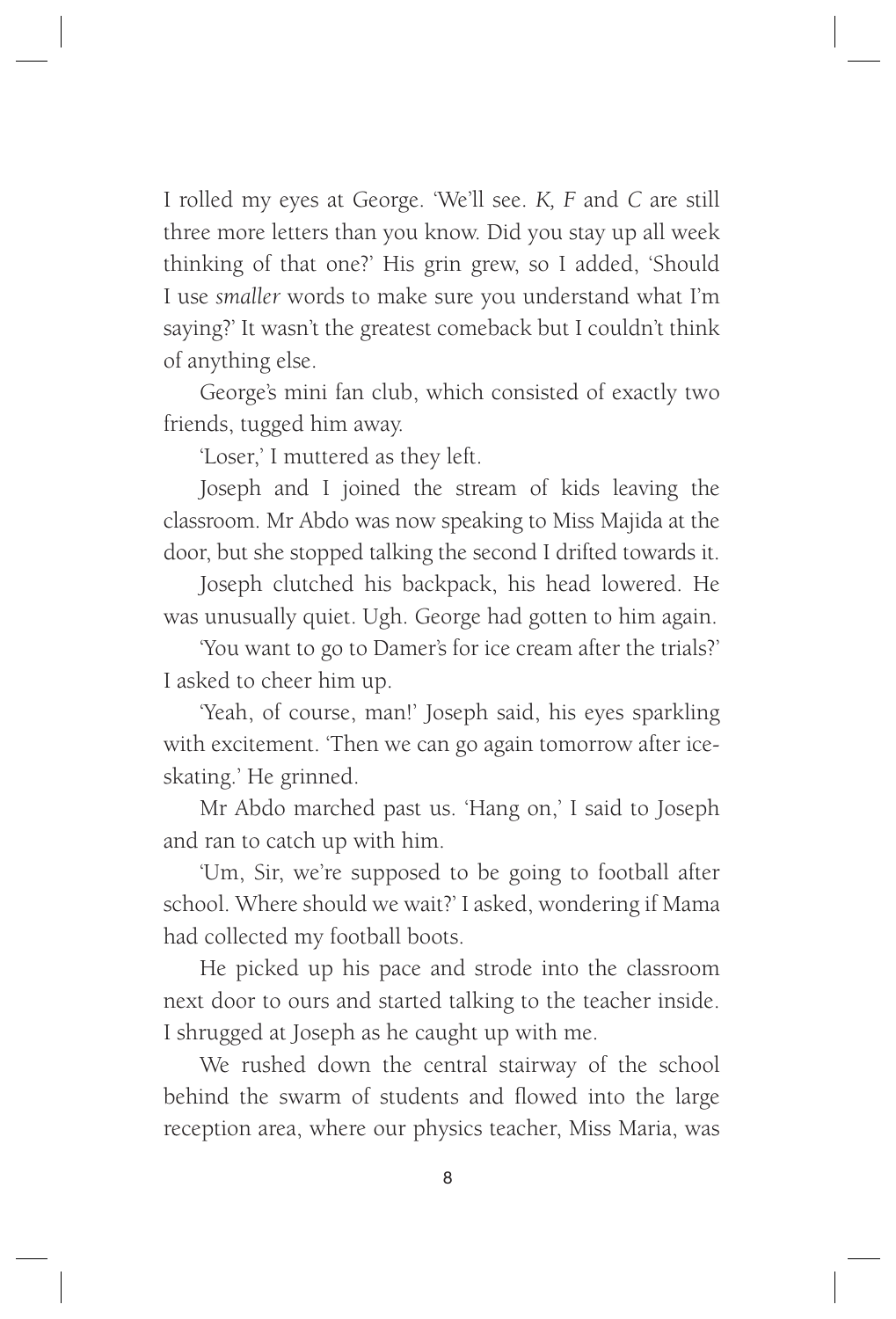I rolled my eyes at George. 'We'll see. *K, F* and *C* are still three more letters than you know. Did you stay up all week thinking of that one?' His grin grew, so I added, 'Should I use *smaller* words to make sure you understand what I'm saying?' It wasn't the greatest comeback but I couldn't think of anything else.

George's mini fan club, which consisted of exactly two friends, tugged him away.

'Loser,' I muttered as they left.

Joseph and I joined the stream of kids leaving the classroom. Mr Abdo was now speaking to Miss Majida at the door, but she stopped talking the second I drifted towards it.

Joseph clutched his backpack, his head lowered. He was unusually quiet. Ugh. George had gotten to him again.

'You want to go to Damer's for ice cream after the trials?' I asked to cheer him up.

'Yeah, of course, man!' Joseph said, his eyes sparkling with excitement. 'Then we can go again tomorrow after ice-skating.' He grinned.

Mr Abdo marched past us. 'Hang on,' I said to Joseph and ran to catch up with him.

'Um, Sir, we're supposed to be going to football after school. Where should we wait?' I asked, wondering if Mama had collected my football boots.

He picked up his pace and strode into the classroom next door to ours and started talking to the teacher inside. I shrugged at Joseph as he caught up with me.

We rushed down the central stairway of the school behind the swarm of students and flowed into the large reception area, where our physics teacher, Miss Maria, was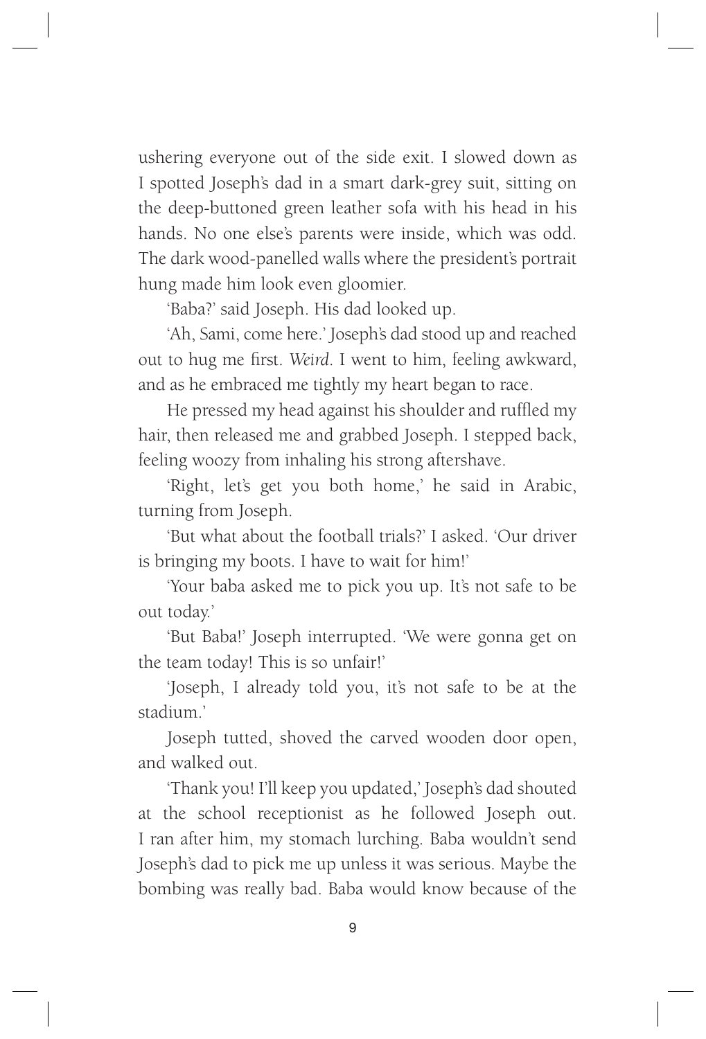ushering everyone out of the side exit. I slowed down as I spotted Joseph's dad in a smart dark-grey suit, sitting on the deep-buttoned green leather sofa with his head in his hands. No one else's parents were inside, which was odd. The dark wood-panelled walls where the president's portrait hung made him look even gloomier.

'Baba?' said Joseph. His dad looked up.

'Ah, Sami, come here.' Joseph's dad stood up and reached out to hug me first. *Weird*. I went to him, feeling awkward, and as he embraced me tightly my heart began to race.

He pressed my head against his shoulder and ruffled my hair, then released me and grabbed Joseph. I stepped back, feeling woozy from inhaling his strong aftershave.

'Right, let's get you both home,' he said in Arabic, turning from Joseph.

'But what about the football trials?' I asked. 'Our driver is bringing my boots. I have to wait for him!'

'Your baba asked me to pick you up. It's not safe to be out today.'

'But Baba!' Joseph interrupted. 'We were gonna get on the team today! This is so unfair!'

'Joseph, I already told you, it's not safe to be at the stadium.'

Joseph tutted, shoved the carved wooden door open, and walked out.

'Thank you! I'll keep you updated,' Joseph's dad shouted at the school receptionist as he followed Joseph out. I ran after him, my stomach lurching. Baba wouldn't send Joseph's dad to pick me up unless it was serious. Maybe the bombing was really bad. Baba would know because of the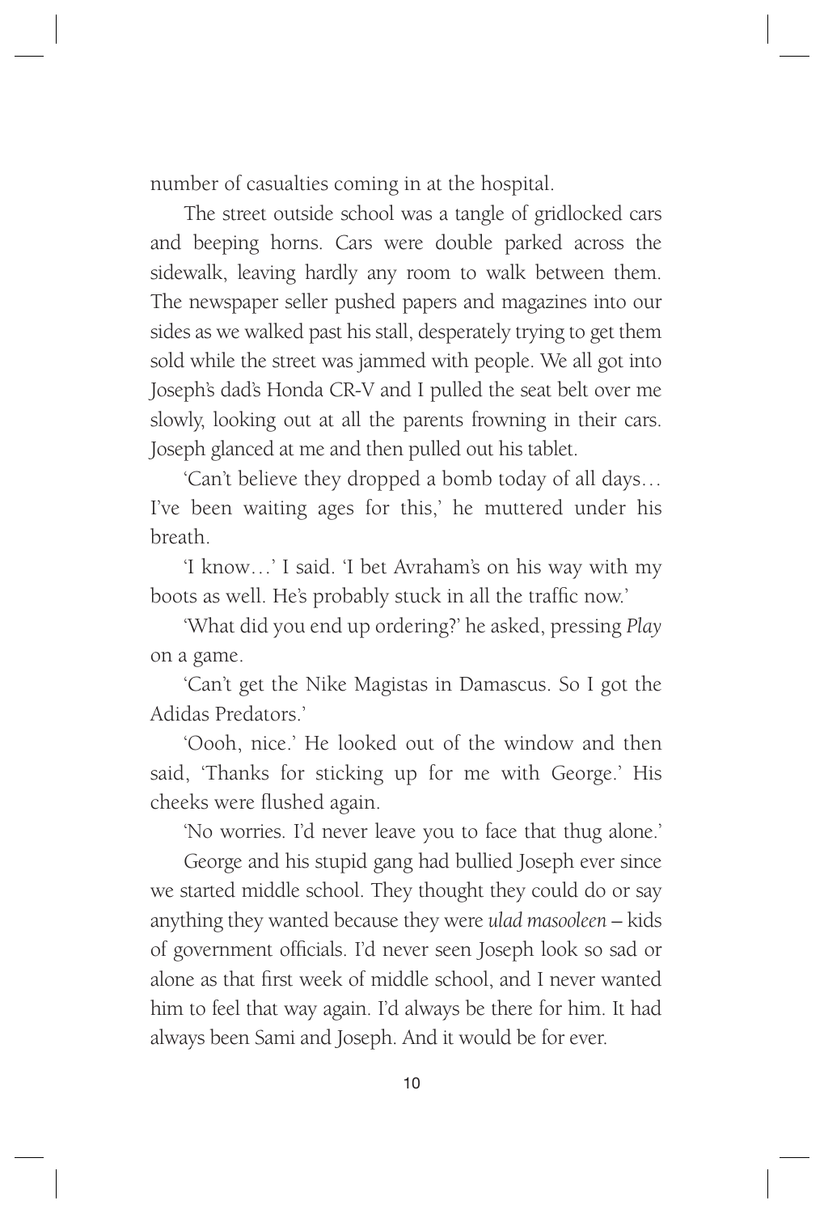number of casualties coming in at the hospital.

The street outside school was a tangle of gridlocked cars and beeping horns. Cars were double parked across the sidewalk, leaving hardly any room to walk between them. The newspaper seller pushed papers and magazines into our sides as we walked past his stall, desperately trying to get them sold while the street was jammed with people. We all got into Joseph's dad's Honda CR-V and I pulled the seat belt over me slowly, looking out at all the parents frowning in their cars. Joseph glanced at me and then pulled out his tablet.

'Can't believe they dropped a bomb today of all days… I've been waiting ages for this,' he muttered under his breath.

'I know…' I said. 'I bet Avraham's on his way with my boots as well. He's probably stuck in all the traffic now.'

'What did you end up ordering?' he asked, pressing *Play* on a game.

'Can't get the Nike Magistas in Damascus. So I got the Adidas Predators.'

'Oooh, nice.' He looked out of the window and then said, 'Thanks for sticking up for me with George.' His cheeks were flushed again.

'No worries. I'd never leave you to face that thug alone.'

George and his stupid gang had bullied Joseph ever since we started middle school. They thought they could do or say anything they wanted because they were *ulad masooleen* – kids of government officials. I'd never seen Joseph look so sad or alone as that first week of middle school, and I never wanted him to feel that way again. I'd always be there for him. It had always been Sami and Joseph. And it would be for ever.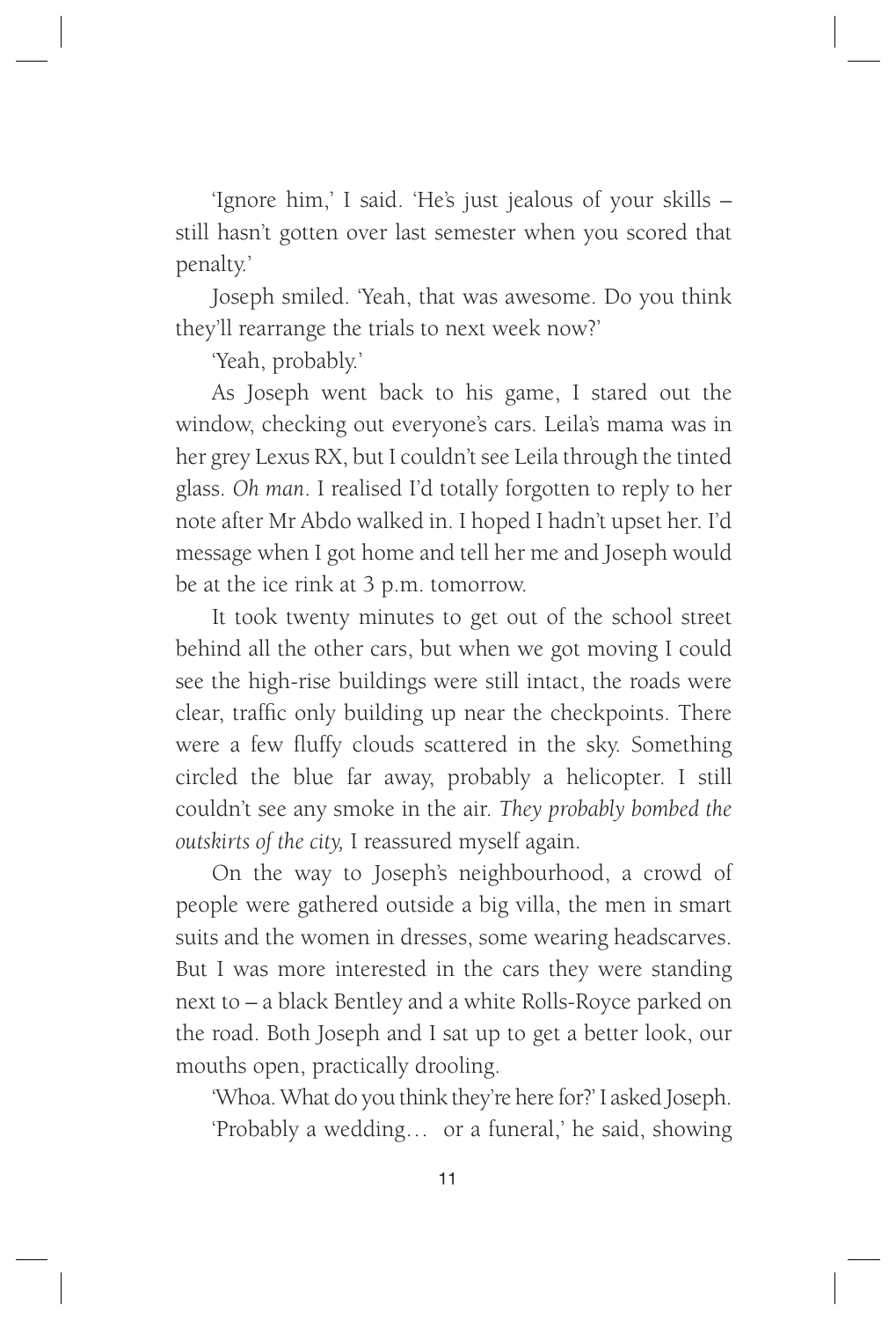'Ignore him,' I said. 'He's just jealous of your skills – still hasn't gotten over last semester when you scored that penalty.'

Joseph smiled. 'Yeah, that was awesome. Do you think they'll rearrange the trials to next week now?'

'Yeah, probably.'

As Joseph went back to his game, I stared out the window, checking out everyone's cars. Leila's mama was in her grey Lexus RX, but I couldn't see Leila through the tinted glass. *Oh man*. I realised I'd totally forgotten to reply to her note after Mr Abdo walked in. I hoped I hadn't upset her. I'd message when I got home and tell her me and Joseph would be at the ice rink at 3 p.m. tomorrow.

It took twenty minutes to get out of the school street behind all the other cars, but when we got moving I could see the high-rise buildings were still intact, the roads were clear, traffic only building up near the checkpoints. There were a few fluffy clouds scattered in the sky. Something circled the blue far away, probably a helicopter. I still couldn't see any smoke in the air. *They probably bombed the outskirts of the city,* I reassured myself again.

On the way to Joseph's neighbourhood, a crowd of people were gathered outside a big villa, the men in smart suits and the women in dresses, some wearing headscarves. But I was more interested in the cars they were standing next to – a black Bentley and a white Rolls-Royce parked on the road. Both Joseph and I sat up to get a better look, our mouths open, practically drooling.

'Whoa. What do you think they're here for?' I asked Joseph.

'Probably a wedding… or a funeral,' he said, showing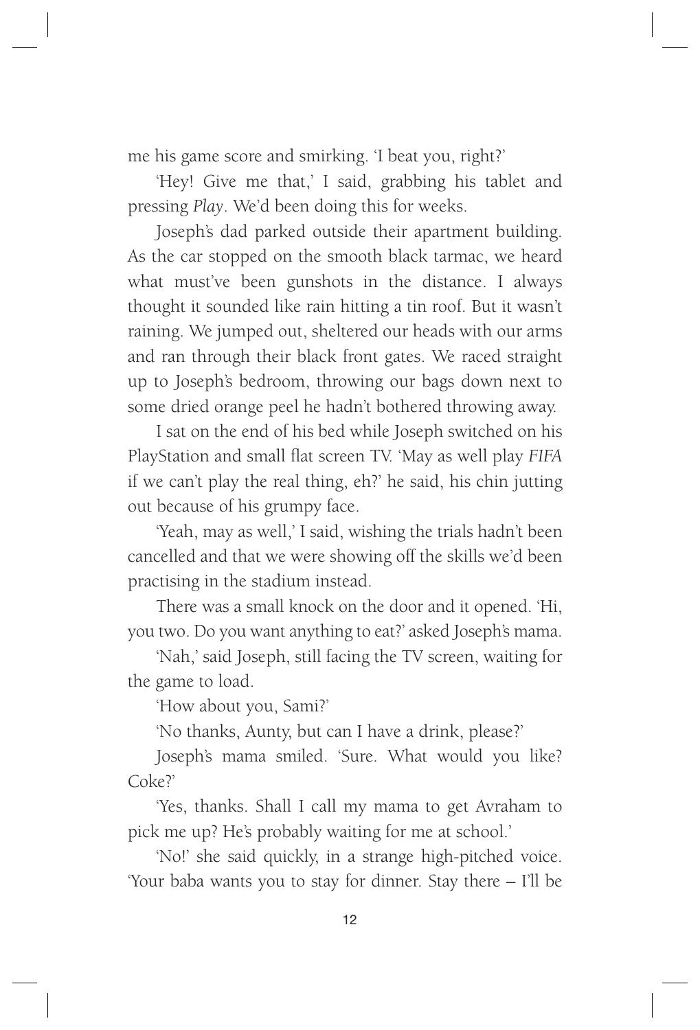me his game score and smirking. 'I beat you, right?'

'Hey! Give me that,' I said, grabbing his tablet and pressing *Play*. We'd been doing this for weeks.

Joseph's dad parked outside their apartment building. As the car stopped on the smooth black tarmac, we heard what must've been gunshots in the distance. I always thought it sounded like rain hitting a tin roof. But it wasn't raining. We jumped out, sheltered our heads with our arms and ran through their black front gates. We raced straight up to Joseph's bedroom, throwing our bags down next to some dried orange peel he hadn't bothered throwing away.

I sat on the end of his bed while Joseph switched on his PlayStation and small flat screen TV. 'May as well play *FIFA* if we can't play the real thing, eh?' he said, his chin jutting out because of his grumpy face.

'Yeah, may as well,' I said, wishing the trials hadn't been cancelled and that we were showing off the skills we'd been practising in the stadium instead.

There was a small knock on the door and it opened. 'Hi, you two. Do you want anything to eat?' asked Joseph's mama.

'Nah,' said Joseph, still facing the TV screen, waiting for the game to load.

'How about you, Sami?'

'No thanks, Aunty, but can I have a drink, please?'

Joseph's mama smiled. 'Sure. What would you like? Coke?'

'Yes, thanks. Shall I call my mama to get Avraham to pick me up? He's probably waiting for me at school.'

'No!' she said quickly, in a strange high-pitched voice. 'Your baba wants you to stay for dinner. Stay there – I'll be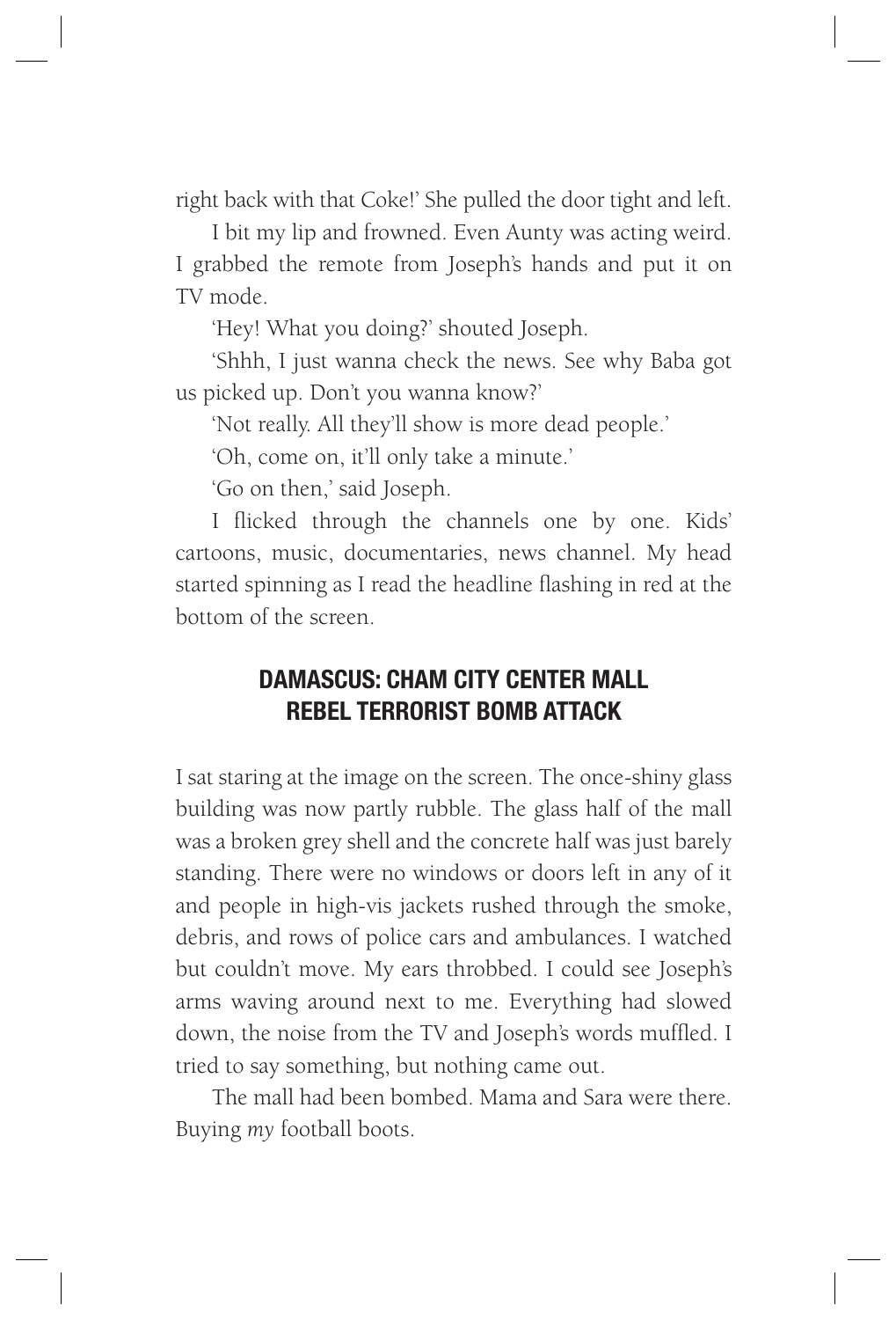right back with that Coke!' She pulled the door tight and left.

I bit my lip and frowned. Even Aunty was acting weird. I grabbed the remote from Joseph's hands and put it on TV mode.

'Hey! What you doing?' shouted Joseph.

'Shhh, I just wanna check the news. See why Baba got us picked up. Don't you wanna know?'

'Not really. All they'll show is more dead people.'

'Oh, come on, it'll only take a minute.'

'Go on then,' said Joseph.

I flicked through the channels one by one. Kids' cartoons, music, documentaries, news channel. My head started spinning as I read the headline flashing in red at the bottom of the screen.

**DAMASCUS: CHAM CITY CENTER MALL REBEL TERRORIST BOMB ATTACK**

I sat staring at the image on the screen. The once-shiny glass building was now partly rubble. The glass half of the mall was a broken grey shell and the concrete half was just barely standing. There were no windows or doors left in any of it and people in high-vis jackets rushed through the smoke, debris, and rows of police cars and ambulances. I watched but couldn't move. My ears throbbed. I could see Joseph's arms waving around next to me. Everything had slowed down, the noise from the TV and Joseph's words muffled. I tried to say something, but nothing came out.

The mall had been bombed. Mama and Sara were there. Buying *my* football boots.